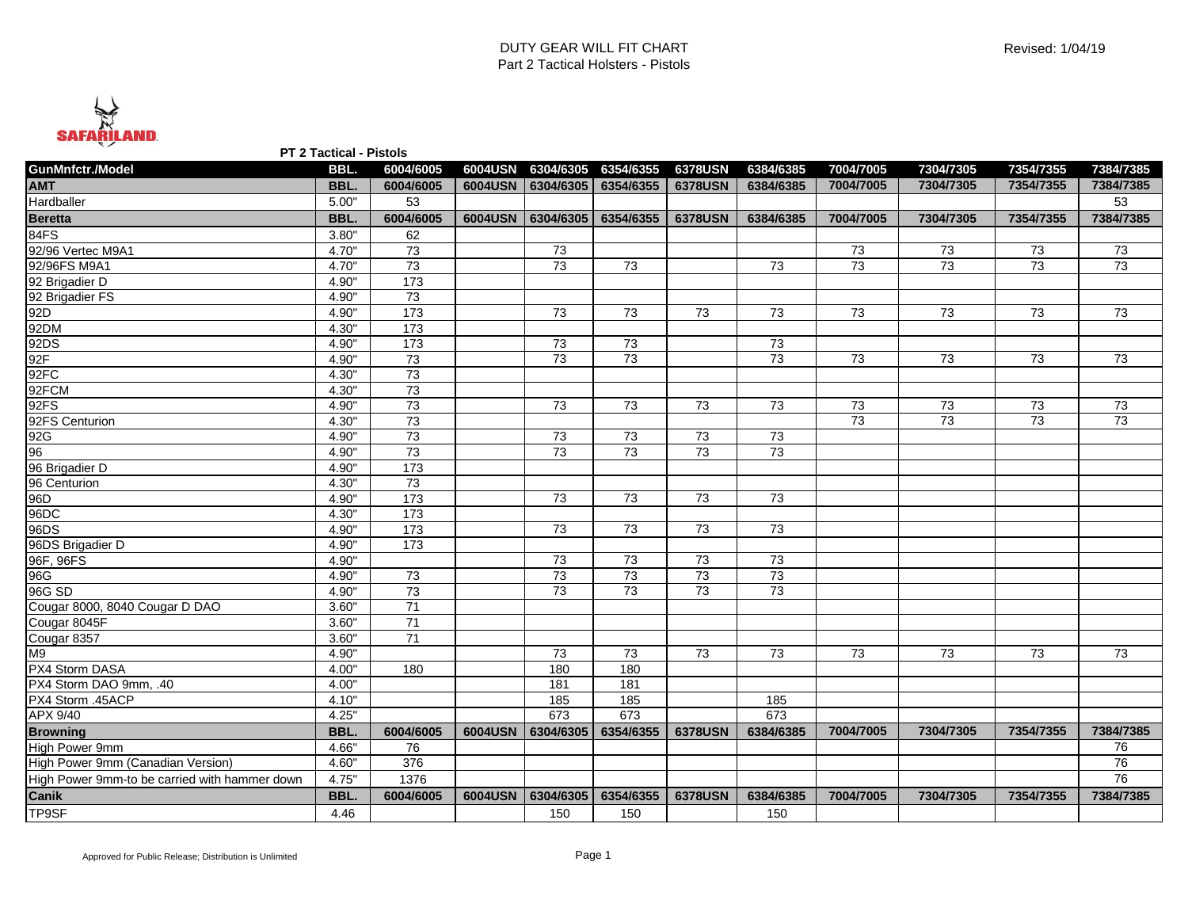DUTY GEAR WILL FIT CHART
Part 2 Tactical Holsters - Pistols

Revised: 1/04/19

**PT 2 Tactical - Pistols**

| GunMnfctr./Model | BBL. | 6004/6005 | 6004USN | 6304/6305 | 6354/6355 | 6378USN | 6384/6385 | 7004/7005 | 7304/7305 | 7354/7355 | 7384/7385 |
|---|---|---|---|---|---|---|---|---|---|---|---|
| **AMT** | **BBL.** | **6004/6005** | **6004USN** | **6304/6305** | **6354/6355** | **6378USN** | **6384/6385** | **7004/7005** | **7304/7305** | **7354/7355** | **7384/7385** |
| Hardballer | 5.00" | 53 | | | | | | | | | 53 |
| **Beretta** | **BBL.** | **6004/6005** | **6004USN** | **6304/6305** | **6354/6355** | **6378USN** | **6384/6385** | **7004/7005** | **7304/7305** | **7354/7355** | **7384/7385** |
| 84FS | 3.80" | 62 | | | | | | | | | |
| 92/96 Vertec M9A1 | 4.70" | 73 | | 73 | | | | 73 | 73 | 73 | 73 |
| 92/96FS M9A1 | 4.70" | 73 | | 73 | 73 | | 73 | 73 | 73 | 73 | 73 |
| 92 Brigadier D | 4.90" | 173 | | | | | | | | | |
| 92 Brigadier FS | 4.90" | 73 | | | | | | | | | |
| 92D | 4.90" | 173 | | 73 | 73 | 73 | 73 | 73 | 73 | 73 | 73 |
| 92DM | 4.30" | 173 | | | | | | | | | |
| 92DS | 4.90" | 173 | | 73 | 73 | | 73 | | | | |
| 92F | 4.90" | 73 | | 73 | 73 | | 73 | 73 | 73 | 73 | 73 |
| 92FC | 4.30" | 73 | | | | | | | | | |
| 92FCM | 4.30" | 73 | | | | | | | | | |
| 92FS | 4.90" | 73 | | 73 | 73 | 73 | 73 | 73 | 73 | 73 | 73 |
| 92FS Centurion | 4.30" | 73 | | | | | | 73 | 73 | 73 | 73 |
| 92G | 4.90" | 73 | | 73 | 73 | 73 | 73 | | | | |
| 96 | 4.90" | 73 | | 73 | 73 | 73 | 73 | | | | |
| 96 Brigadier D | 4.90" | 173 | | | | | | | | | |
| 96 Centurion | 4.30" | 73 | | | | | | | | | |
| 96D | 4.90" | 173 | | 73 | 73 | 73 | 73 | | | | |
| 96DC | 4.30" | 173 | | | | | | | | | |
| 96DS | 4.90" | 173 | | 73 | 73 | 73 | 73 | | | | |
| 96DS Brigadier D | 4.90" | 173 | | | | | | | | | |
| 96F, 96FS | 4.90" | | | 73 | 73 | 73 | 73 | | | | |
| 96G | 4.90" | 73 | | 73 | 73 | 73 | 73 | | | | |
| 96G SD | 4.90" | 73 | | 73 | 73 | 73 | 73 | | | | |
| Cougar 8000, 8040 Cougar D DAO | 3.60" | 71 | | | | | | | | | |
| Cougar 8045F | 3.60" | 71 | | | | | | | | | |
| Cougar 8357 | 3.60" | 71 | | | | | | | | | |
| M9 | 4.90" | | | 73 | 73 | 73 | 73 | 73 | 73 | 73 | 73 |
| PX4 Storm DASA | 4.00" | 180 | | 180 | 180 | | | | | | |
| PX4 Storm DAO 9mm, .40 | 4.00" | | | 181 | 181 | | | | | | |
| PX4 Storm .45ACP | 4.10" | | | 185 | 185 | | 185 | | | | |
| APX 9/40 | 4.25" | | | 673 | 673 | | 673 | | | | |
| **Browning** | **BBL.** | **6004/6005** | **6004USN** | **6304/6305** | **6354/6355** | **6378USN** | **6384/6385** | **7004/7005** | **7304/7305** | **7354/7355** | **7384/7385** |
| High Power 9mm | 4.66" | 76 | | | | | | | | | 76 |
| High Power 9mm (Canadian Version) | 4.60" | 376 | | | | | | | | | 76 |
| High Power 9mm-to be carried with hammer down | 4.75" | 1376 | | | | | | | | | 76 |
| **Canik** | **BBL.** | **6004/6005** | **6004USN** | **6304/6305** | **6354/6355** | **6378USN** | **6384/6385** | **7004/7005** | **7304/7305** | **7354/7355** | **7384/7385** |
| TP9SF | 4.46 | | | 150 | 150 | | 150 | | | | |

Approved for Public Release; Distribution is Unlimited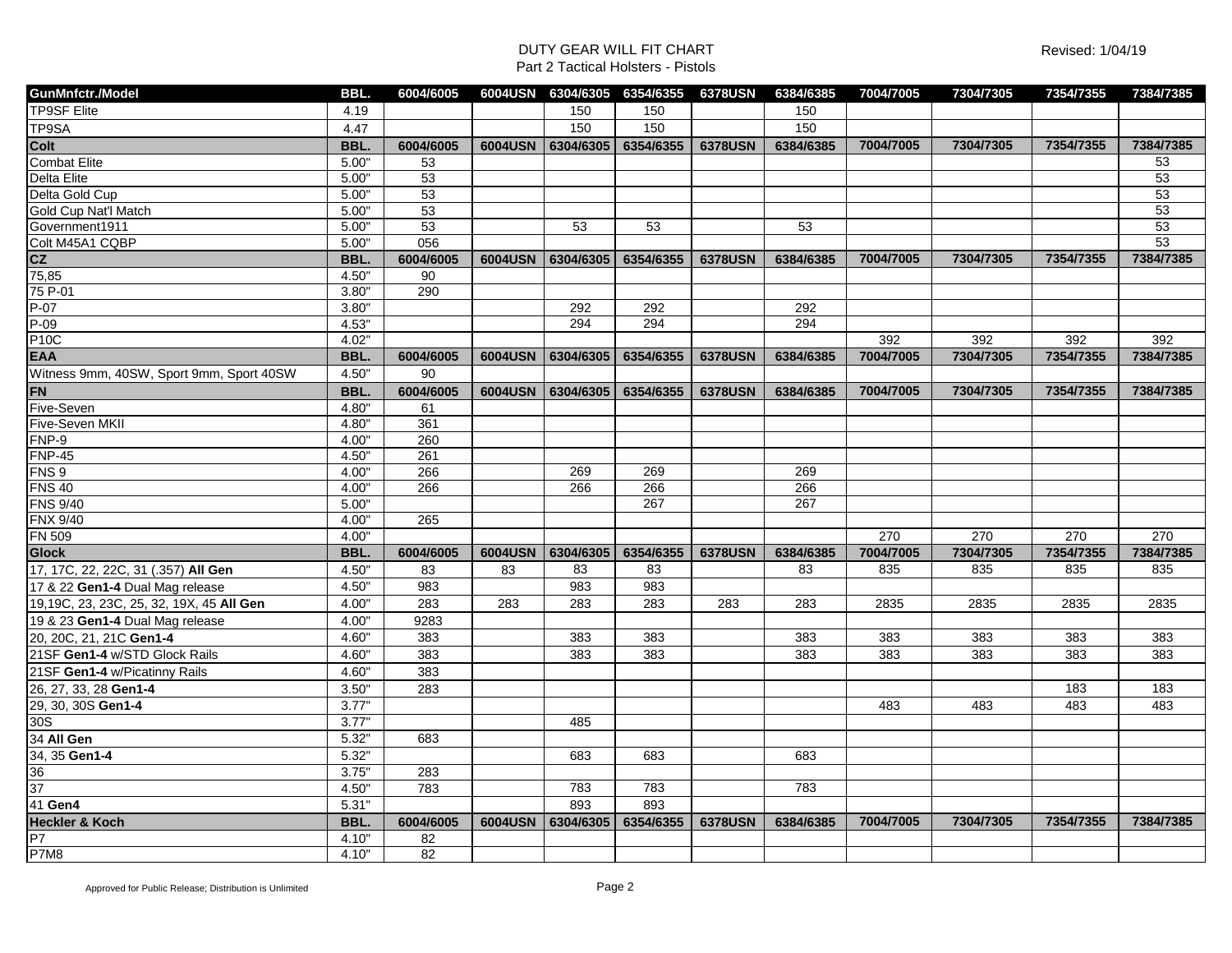| GunMnfctr./Model | BBL. | 6004/6005 | 6004USN | 6304/6305 | 6354/6355 | 6378USN | 6384/6385 | 7004/7005 | 7304/7305 | 7354/7355 | 7384/7385 |
|---|---|---|---|---|---|---|---|---|---|---|---|
| TP9SF Elite | 4.19 | | | 150 | 150 | | 150 | | | | |
| TP9SA | 4.47 | | | 150 | 150 | | 150 | | | | |
| **Colt** | **BBL.** | **6004/6005** | **6004USN** | **6304/6305** | **6354/6355** | **6378USN** | **6384/6385** | **7004/7005** | **7304/7305** | **7354/7355** | **7384/7385** |
| Combat Elite | 5.00" | 53 | | | | | | | | | 53 |
| Delta Elite | 5.00" | 53 | | | | | | | | | 53 |
| Delta Gold Cup | 5.00" | 53 | | | | | | | | | 53 |
| Gold Cup Nat'l Match | 5.00" | 53 | | | | | | | | | 53 |
| Government1911 | 5.00" | 53 | | 53 | 53 | | 53 | | | | 53 |
| Colt M45A1 CQBP | 5.00" | 056 | | | | | | | | | 53 |
| **CZ** | **BBL.** | **6004/6005** | **6004USN** | **6304/6305** | **6354/6355** | **6378USN** | **6384/6385** | **7004/7005** | **7304/7305** | **7354/7355** | **7384/7385** |
| 75,85 | 4.50" | 90 | | | | | | | | | |
| 75 P-01 | 3.80" | 290 | | | | | | | | | |
| P-07 | 3.80" | | | 292 | 292 | | 292 | | | | |
| P-09 | 4.53" | | | 294 | 294 | | 294 | | | | |
| P10C | 4.02" | | | | | | | 392 | 392 | 392 | 392 |
| **EAA** | **BBL.** | **6004/6005** | **6004USN** | **6304/6305** | **6354/6355** | **6378USN** | **6384/6385** | **7004/7005** | **7304/7305** | **7354/7355** | **7384/7385** |
| Witness 9mm, 40SW, Sport 9mm, Sport 40SW | 4.50" | 90 | | | | | | | | | |
| **FN** | **BBL.** | **6004/6005** | **6004USN** | **6304/6305** | **6354/6355** | **6378USN** | **6384/6385** | **7004/7005** | **7304/7305** | **7354/7355** | **7384/7385** |
| Five-Seven | 4.80" | 61 | | | | | | | | | |
| Five-Seven MKII | 4.80" | 361 | | | | | | | | | |
| FNP-9 | 4.00" | 260 | | | | | | | | | |
| FNP-45 | 4.50" | 261 | | | | | | | | | |
| FNS 9 | 4.00" | 266 | | 269 | 269 | | 269 | | | | |
| FNS 40 | 4.00" | 266 | | 266 | 266 | | 266 | | | | |
| FNS 9/40 | 5.00" | | | | 267 | | 267 | | | | |
| FNX 9/40 | 4.00" | 265 | | | | | | | | | |
| FN 509 | 4.00" | | | | | | | 270 | 270 | 270 | 270 |
| **Glock** | **BBL.** | **6004/6005** | **6004USN** | **6304/6305** | **6354/6355** | **6378USN** | **6384/6385** | **7004/7005** | **7304/7305** | **7354/7355** | **7384/7385** |
| 17, 17C, 22, 22C, 31 (.357) **All Gen** | 4.50" | 83 | 83 | 83 | 83 | | 83 | 835 | 835 | 835 | 835 |
| 17 & 22 **Gen1-4** Dual Mag release | 4.50" | 983 | | 983 | 983 | | | | | | |
| 19,19C, 23, 23C, 25, 32, 19X, 45 **All Gen** | 4.00" | 283 | 283 | 283 | 283 | 283 | 283 | 2835 | 2835 | 2835 | 2835 |
| 19 & 23 **Gen1-4** Dual Mag release | 4.00" | 9283 | | | | | | | | | |
| 20, 20C, 21, 21C **Gen1-4** | 4.60" | 383 | | 383 | 383 | | 383 | 383 | 383 | 383 | 383 |
| 21SF **Gen1-4** w/STD Glock Rails | 4.60" | 383 | | 383 | 383 | | 383 | 383 | 383 | 383 | 383 |
| 21SF **Gen1-4** w/Picatinny Rails | 4.60" | 383 | | | | | | | | | |
| 26, 27, 33, 28 **Gen1-4** | 3.50" | 283 | | | | | | | | 183 | 183 |
| 29, 30, 30S **Gen1-4** | 3.77" | | | | | | | 483 | 483 | 483 | 483 |
| 30S | 3.77" | | | 485 | | | | | | | |
| 34 **All Gen** | 5.32" | 683 | | | | | | | | | |
| 34, 35 **Gen1-4** | 5.32" | | | 683 | 683 | | 683 | | | | |
| 36 | 3.75" | 283 | | | | | | | | | |
| 37 | 4.50" | 783 | | 783 | 783 | | 783 | | | | |
| 41 **Gen4** | 5.31" | | | 893 | 893 | | | | | | |
| **Heckler & Koch** | **BBL.** | **6004/6005** | **6004USN** | **6304/6305** | **6354/6355** | **6378USN** | **6384/6385** | **7004/7005** | **7304/7305** | **7354/7355** | **7384/7385** |
| P7 | 4.10" | 82 | | | | | | | | | |
| P7M8 | 4.10" | 82 | | | | | | | | | |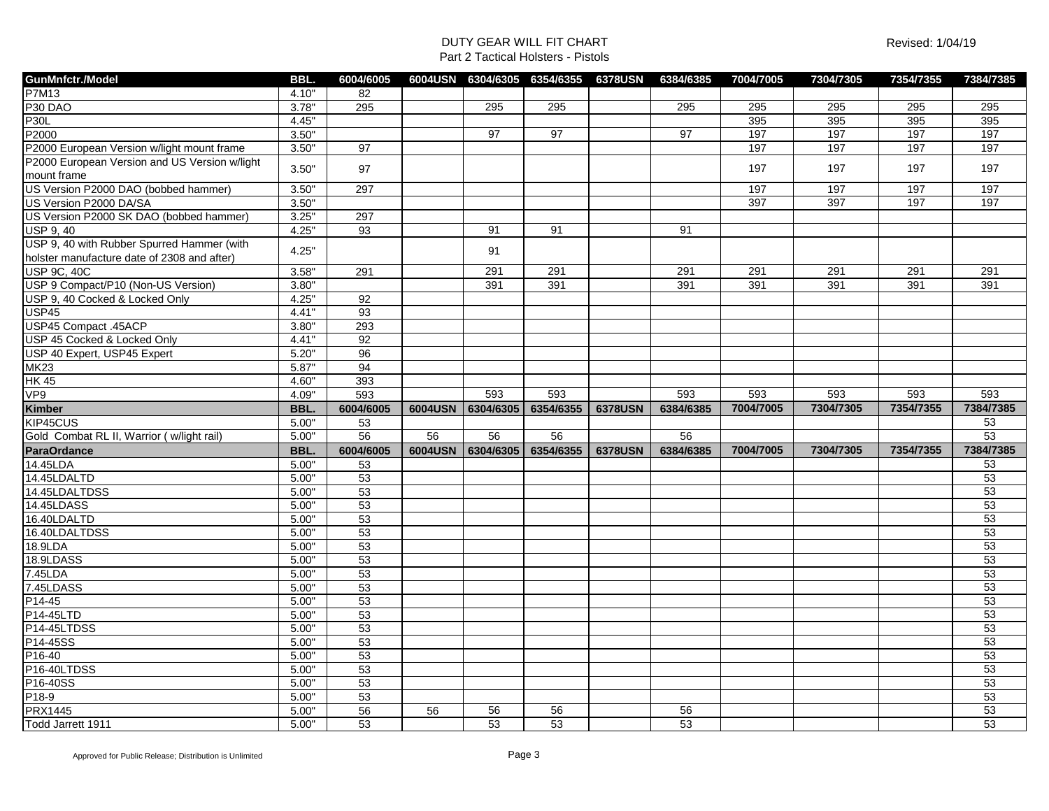DUTY GEAR WILL FIT CHART

Part 2 Tactical Holsters - Pistols

Revised: 1/04/19

| GunMnfctr./Model | BBL. | 6004/6005 | 6004USN | 6304/6305 | 6354/6355 | 6378USN | 6384/6385 | 7004/7005 | 7304/7305 | 7354/7355 | 7384/7385 |
|---|---|---|---|---|---|---|---|---|---|---|---|
| P7M13 | 4.10" | 82 | | | | | | | | | |
| P30 DAO | 3.78" | 295 | | 295 | 295 | | 295 | 295 | 295 | 295 | 295 |
| P30L | 4.45" | | | | | | | 395 | 395 | 395 | 395 |
| P2000 | 3.50" | | | 97 | 97 | | 97 | 197 | 197 | 197 | 197 |
| P2000 European Version w/light mount frame | 3.50" | 97 | | | | | | 197 | 197 | 197 | 197 |
| P2000 European Version and US Version w/light mount frame | 3.50" | 97 | | | | | | 197 | 197 | 197 | 197 |
| US Version P2000 DAO (bobbed hammer) | 3.50" | 297 | | | | | | 197 | 197 | 197 | 197 |
| US Version P2000 DA/SA | 3.50" | | | | | | | 397 | 397 | 197 | 197 |
| US Version P2000 SK DAO (bobbed hammer) | 3.25" | 297 | | | | | | | | | |
| USP 9, 40 | 4.25" | 93 | | 91 | 91 | | 91 | | | | |
| USP 9, 40 with Rubber Spurred Hammer (with holster manufacture date of 2308 and after) | 4.25" | | | 91 | | | | | | | |
| USP 9C, 40C | 3.58" | 291 | | 291 | 291 | | 291 | 291 | 291 | 291 | 291 |
| USP 9 Compact/P10 (Non-US Version) | 3.80" | | | 391 | 391 | | 391 | 391 | 391 | 391 | 391 |
| USP 9, 40 Cocked & Locked Only | 4.25" | 92 | | | | | | | | | |
| USP45 | 4.41" | 93 | | | | | | | | | |
| USP45 Compact .45ACP | 3.80" | 293 | | | | | | | | | |
| USP 45 Cocked & Locked Only | 4.41" | 92 | | | | | | | | | |
| USP 40 Expert, USP45 Expert | 5.20" | 96 | | | | | | | | | |
| MK23 | 5.87" | 94 | | | | | | | | | |
| HK 45 | 4.60" | 393 | | | | | | | | | |
| VP9 | 4.09" | 593 | | 593 | 593 | | 593 | 593 | 593 | 593 | 593 |
| **Kimber** | **BBL.** | **6004/6005** | **6004USN** | **6304/6305** | **6354/6355** | **6378USN** | **6384/6385** | **7004/7005** | **7304/7305** | **7354/7355** | **7384/7385** |
| KIP45CUS | 5.00" | 53 | | | | | | | | | 53 |
| Gold Combat RL II, Warrior ( w/light rail) | 5.00" | 56 | 56 | 56 | 56 | | 56 | | | | 53 |
| **ParaOrdance** | **BBL.** | **6004/6005** | **6004USN** | **6304/6305** | **6354/6355** | **6378USN** | **6384/6385** | **7004/7005** | **7304/7305** | **7354/7355** | **7384/7385** |
| 14.45LDA | 5.00" | 53 | | | | | | | | | 53 |
| 14.45LDALTD | 5.00" | 53 | | | | | | | | | 53 |
| 14.45LDALTDSS | 5.00" | 53 | | | | | | | | | 53 |
| 14.45LDASS | 5.00" | 53 | | | | | | | | | 53 |
| 16.40LDALTD | 5.00" | 53 | | | | | | | | | 53 |
| 16.40LDALTDSS | 5.00" | 53 | | | | | | | | | 53 |
| 18.9LDA | 5.00" | 53 | | | | | | | | | 53 |
| 18.9LDASS | 5.00" | 53 | | | | | | | | | 53 |
| 7.45LDA | 5.00" | 53 | | | | | | | | | 53 |
| 7.45LDASS | 5.00" | 53 | | | | | | | | | 53 |
| P14-45 | 5.00" | 53 | | | | | | | | | 53 |
| P14-45LTD | 5.00" | 53 | | | | | | | | | 53 |
| P14-45LTDSS | 5.00" | 53 | | | | | | | | | 53 |
| P14-45SS | 5.00" | 53 | | | | | | | | | 53 |
| P16-40 | 5.00" | 53 | | | | | | | | | 53 |
| P16-40LTDSS | 5.00" | 53 | | | | | | | | | 53 |
| P16-40SS | 5.00" | 53 | | | | | | | | | 53 |
| P18-9 | 5.00" | 53 | | | | | | | | | 53 |
| PRX1445 | 5.00" | 56 | 56 | 56 | 56 | | 56 | | | | 53 |
| Todd Jarrett 1911 | 5.00" | 53 | | 53 | 53 | | 53 | | | | 53 |

Approved for Public Release; Distribution is Unlimited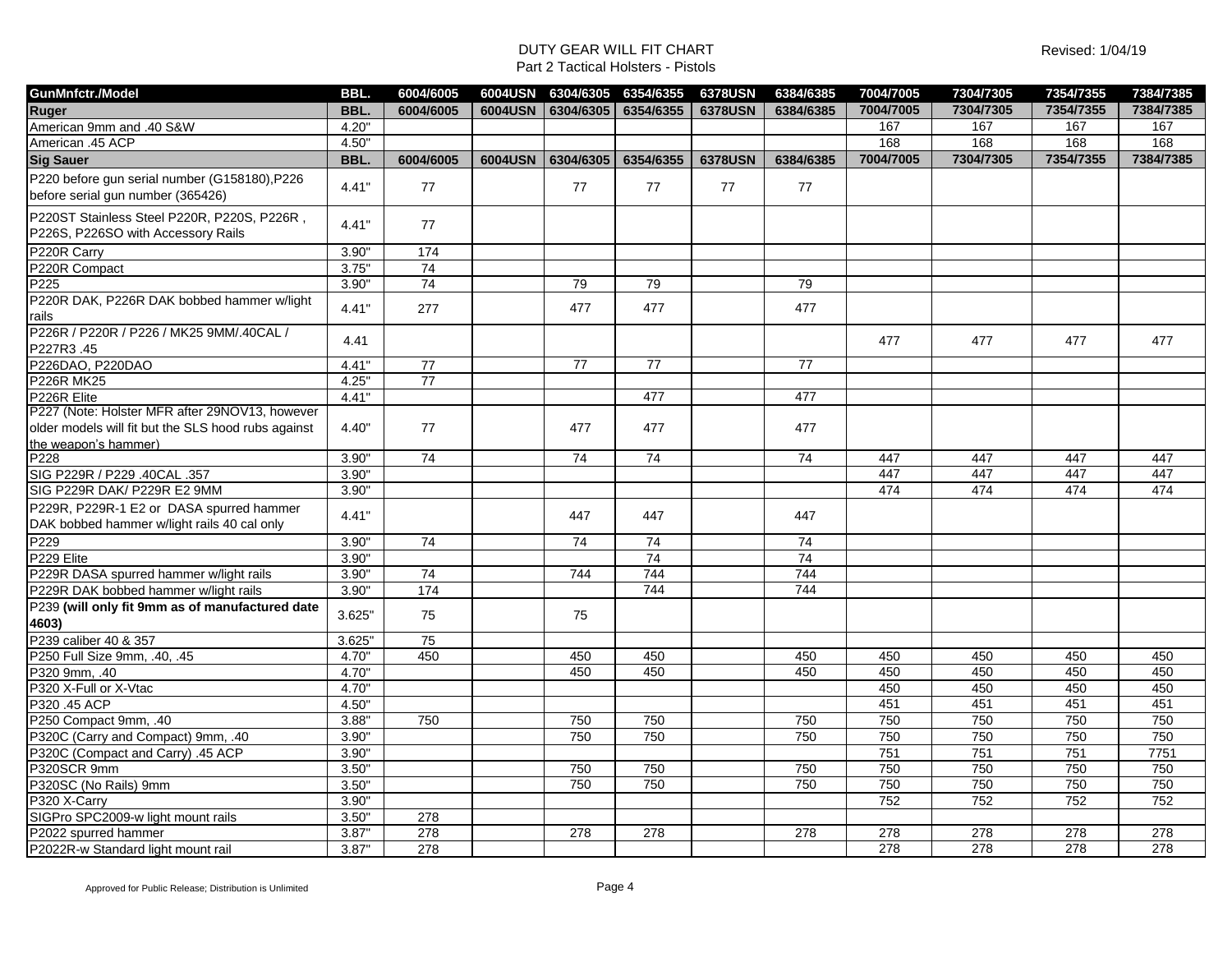DUTY GEAR WILL FIT CHART
Part 2 Tactical Holsters - Pistols

Revised: 1/04/19

| GunMnfctr./Model | BBL. | 6004/6005 | 6004USN | 6304/6305 | 6354/6355 | 6378USN | 6384/6385 | 7004/7005 | 7304/7305 | 7354/7355 | 7384/7385 |
|---|---|---|---|---|---|---|---|---|---|---|---|
| **Ruger** | **BBL.** | **6004/6005** | **6004USN** | **6304/6305** | **6354/6355** | **6378USN** | **6384/6385** | **7004/7005** | **7304/7305** | **7354/7355** | **7384/7385** |
| American 9mm and .40 S&W | 4.20" | | | | | | | 167 | 167 | 167 | 167 |
| American .45 ACP | 4.50" | | | | | | | 168 | 168 | 168 | 168 |
| **Sig Sauer** | **BBL.** | **6004/6005** | **6004USN** | **6304/6305** | **6354/6355** | **6378USN** | **6384/6385** | **7004/7005** | **7304/7305** | **7354/7355** | **7384/7385** |
| P220 before gun serial number (G158180),P226 before serial gun number (365426) | 4.41" | 77 | | 77 | 77 | 77 | 77 | | | | |
| P220ST Stainless Steel P220R, P220S, P226R , P226S, P226SO with Accessory Rails | 4.41" | 77 | | | | | | | | | |
| P220R Carry | 3.90" | 174 | | | | | | | | | |
| P220R Compact | 3.75" | 74 | | | | | | | | | |
| P225 | 3.90" | 74 | | 79 | 79 | | 79 | | | | |
| P220R DAK, P226R DAK bobbed hammer w/light rails | 4.41" | 277 | | 477 | 477 | | 477 | | | | |
| P226R / P220R / P226 / MK25 9MM/.40CAL / P227R3 .45 | 4.41 | | | | | | | 477 | 477 | 477 | 477 |
| P226DAO, P220DAO | 4.41" | 77 | | 77 | 77 | | 77 | | | | |
| P226R MK25 | 4.25" | 77 | | | | | | | | | |
| P226R Elite | 4.41" | | | | 477 | | 477 | | | | |
| P227 (Note: Holster MFR after 29NOV13, however older models will fit but the SLS hood rubs against the weapon's hammer) | 4.40" | 77 | | 477 | 477 | | 477 | | | | |
| P228 | 3.90" | 74 | | 74 | 74 | | 74 | 447 | 447 | 447 | 447 |
| SIG P229R / P229 .40CAL .357 | 3.90" | | | | | | | 447 | 447 | 447 | 447 |
| SIG P229R DAK/ P229R E2 9MM | 3.90" | | | | | | | 474 | 474 | 474 | 474 |
| P229R, P229R-1 E2 or DASA spurred hammer DAK bobbed hammer w/light rails 40 cal only | 4.41" | | | 447 | 447 | | 447 | | | | |
| P229 | 3.90" | 74 | | 74 | 74 | | 74 | | | | |
| P229 Elite | 3.90" | | | | 74 | | 74 | | | | |
| P229R DASA spurred hammer w/light rails | 3.90" | 74 | | 744 | 744 | | 744 | | | | |
| P229R DAK bobbed hammer w/light rails | 3.90" | 174 | | | 744 | | 744 | | | | |
| P239 **(will only fit 9mm as of manufactured date 4603)** | 3.625" | 75 | | 75 | | | | | | | |
| P239 caliber 40 & 357 | 3.625" | 75 | | | | | | | | | |
| P250 Full Size 9mm, .40, .45 | 4.70" | 450 | | 450 | 450 | | 450 | 450 | 450 | 450 | 450 |
| P320 9mm, .40 | 4.70" | | | 450 | 450 | | 450 | 450 | 450 | 450 | 450 |
| P320 X-Full or X-Vtac | 4.70" | | | | | | | 450 | 450 | 450 | 450 |
| P320 .45 ACP | 4.50" | | | | | | | 451 | 451 | 451 | 451 |
| P250 Compact 9mm, .40 | 3.88" | 750 | | 750 | 750 | | 750 | 750 | 750 | 750 | 750 |
| P320C (Carry and Compact) 9mm, .40 | 3.90" | | | 750 | 750 | | 750 | 750 | 750 | 750 | 750 |
| P320C (Compact and Carry) .45 ACP | 3.90" | | | | | | | 751 | 751 | 751 | 7751 |
| P320SCR 9mm | 3.50" | | | 750 | 750 | | 750 | 750 | 750 | 750 | 750 |
| P320SC (No Rails) 9mm | 3.50" | | | 750 | 750 | | 750 | 750 | 750 | 750 | 750 |
| P320 X-Carry | 3.90" | | | | | | | 752 | 752 | 752 | 752 |
| SIGPro SPC2009-w light mount rails | 3.50" | 278 | | | | | | | | | |
| P2022 spurred hammer | 3.87" | 278 | | 278 | 278 | | 278 | 278 | 278 | 278 | 278 |
| P2022R-w Standard light mount rail | 3.87" | 278 | | | | | | 278 | 278 | 278 | 278 |

Approved for Public Release; Distribution is Unlimited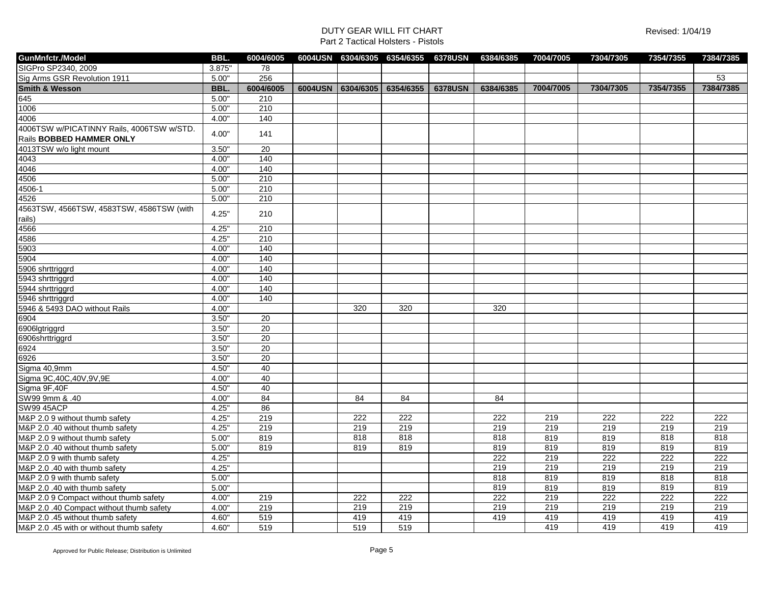DUTY GEAR WILL FIT CHART
Part 2 Tactical Holsters - Pistols

Revised: 1/04/19

| GunMnfctr./Model | BBL. | 6004/6005 | 6004USN | 6304/6305 | 6354/6355 | 6378USN | 6384/6385 | 7004/7005 | 7304/7305 | 7354/7355 | 7384/7385 |
|---|---|---|---|---|---|---|---|---|---|---|---|
| SIGPro SP2340, 2009 | 3.875" | 78 | | | | | | | | | |
| Sig Arms GSR Revolution 1911 | 5.00" | 256 | | | | | | | | | 53 |
| **Smith & Wesson** | **BBL.** | **6004/6005** | **6004USN** | **6304/6305** | **6354/6355** | **6378USN** | **6384/6385** | **7004/7005** | **7304/7305** | **7354/7355** | **7384/7385** |
| 645 | 5.00" | 210 | | | | | | | | | |
| 1006 | 5.00" | 210 | | | | | | | | | |
| 4006 | 4.00" | 140 | | | | | | | | | |
| 4006TSW w/PICATINNY Rails, 4006TSW w/STD. Rails **BOBBED HAMMER ONLY** | 4.00" | 141 | | | | | | | | | |
| 4013TSW w/o light mount | 3.50" | 20 | | | | | | | | | |
| 4043 | 4.00" | 140 | | | | | | | | | |
| 4046 | 4.00" | 140 | | | | | | | | | |
| 4506 | 5.00" | 210 | | | | | | | | | |
| 4506-1 | 5.00" | 210 | | | | | | | | | |
| 4526 | 5.00" | 210 | | | | | | | | | |
| 4563TSW, 4566TSW, 4583TSW, 4586TSW (with rails) | 4.25" | 210 | | | | | | | | | |
| 4566 | 4.25" | 210 | | | | | | | | | |
| 4586 | 4.25" | 210 | | | | | | | | | |
| 5903 | 4.00" | 140 | | | | | | | | | |
| 5904 | 4.00" | 140 | | | | | | | | | |
| 5906 shrttriggrd | 4.00" | 140 | | | | | | | | | |
| 5943 shrttriggrd | 4.00" | 140 | | | | | | | | | |
| 5944 shrttriggrd | 4.00" | 140 | | | | | | | | | |
| 5946 shrttriggrd | 4.00" | 140 | | | | | | | | | |
| 5946 & 5493 DAO without Rails | 4.00" | | | 320 | 320 | | 320 | | | | |
| 6904 | 3.50" | 20 | | | | | | | | | |
| 6906lgtriggrd | 3.50" | 20 | | | | | | | | | |
| 6906shrttriggrd | 3.50" | 20 | | | | | | | | | |
| 6924 | 3.50" | 20 | | | | | | | | | |
| 6926 | 3.50" | 20 | | | | | | | | | |
| Sigma 40,9mm | 4.50" | 40 | | | | | | | | | |
| Sigma 9C,40C,40V,9V,9E | 4.00" | 40 | | | | | | | | | |
| Sigma 9F,40F | 4.50" | 40 | | | | | | | | | |
| SW99 9mm & .40 | 4.00" | 84 | | 84 | 84 | | 84 | | | | |
| SW99 45ACP | 4.25" | 86 | | | | | | | | | |
| M&P 2.0 9 without thumb safety | 4.25" | 219 | | 222 | 222 | | 222 | 219 | 222 | 222 | 222 |
| M&P 2.0 .40 without thumb safety | 4.25" | 219 | | 219 | 219 | | 219 | 219 | 219 | 219 | 219 |
| M&P 2.0 9 without thumb safety | 5.00" | 819 | | 818 | 818 | | 818 | 819 | 819 | 818 | 818 |
| M&P 2.0 .40 without thumb safety | 5.00" | 819 | | 819 | 819 | | 819 | 819 | 819 | 819 | 819 |
| M&P 2.0 9 with thumb safety | 4.25" | | | | | | 222 | 219 | 222 | 222 | 222 |
| M&P 2.0 .40 with thumb safety | 4.25" | | | | | | 219 | 219 | 219 | 219 | 219 |
| M&P 2.0 9 with thumb safety | 5.00" | | | | | | 818 | 819 | 819 | 818 | 818 |
| M&P 2.0 .40 with thumb safety | 5.00" | | | | | | 819 | 819 | 819 | 819 | 819 |
| M&P 2.0 9 Compact without thumb safety | 4.00" | 219 | | 222 | 222 | | 222 | 219 | 222 | 222 | 222 |
| M&P 2.0 .40 Compact without thumb safety | 4.00" | 219 | | 219 | 219 | | 219 | 219 | 219 | 219 | 219 |
| M&P 2.0 .45 without thumb safety | 4.60" | 519 | | 419 | 419 | | 419 | 419 | 419 | 419 | 419 |
| M&P 2.0 .45 with or without thumb safety | 4.60" | 519 | | 519 | 519 | | | 419 | 419 | 419 | 419 |

Approved for Public Release; Distribution is Unlimited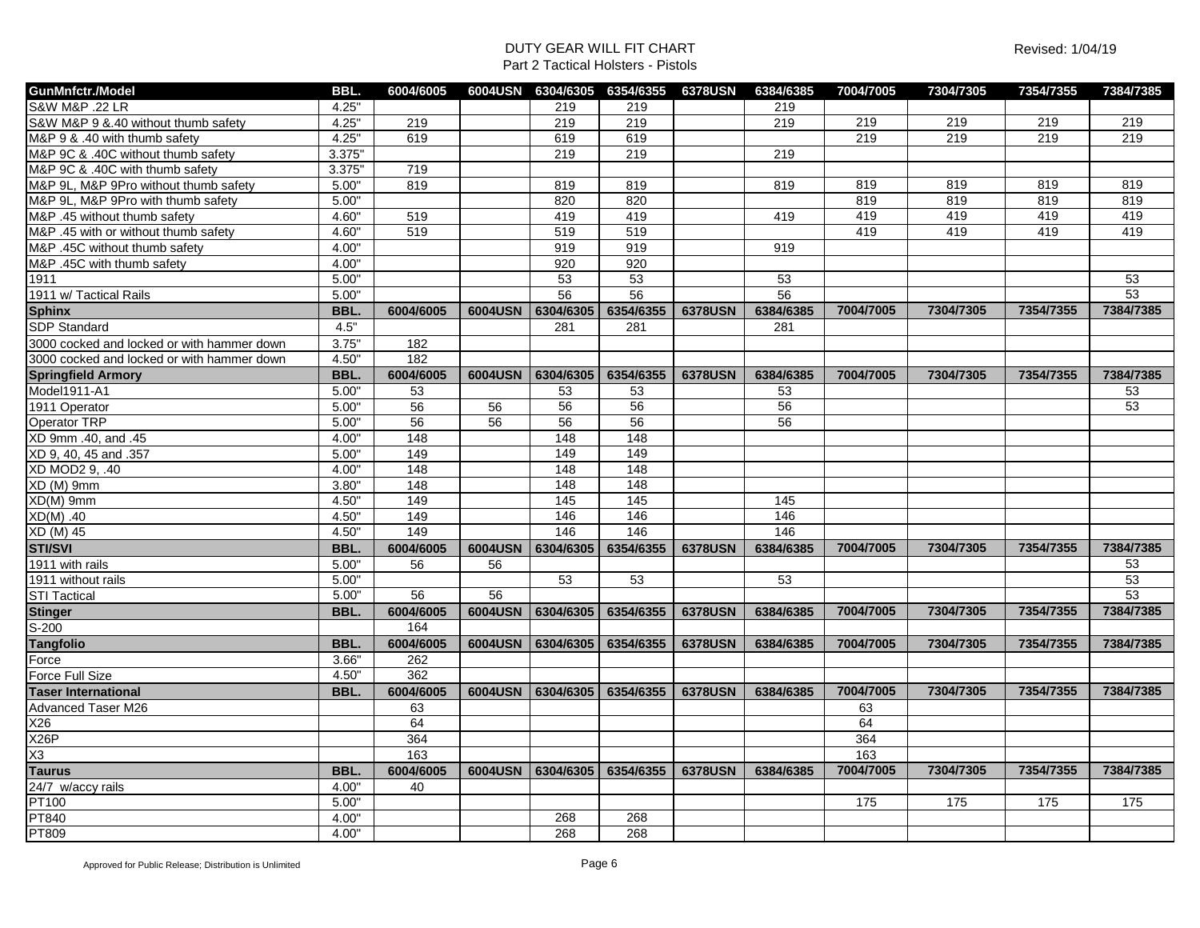DUTY GEAR WILL FIT CHART
Part 2 Tactical Holsters - Pistols

Revised: 1/04/19

| GunMnfctr./Model | BBL. | 6004/6005 | 6004USN | 6304/6305 | 6354/6355 | 6378USN | 6384/6385 | 7004/7005 | 7304/7305 | 7354/7355 | 7384/7385 |
|---|---|---|---|---|---|---|---|---|---|---|---|
| S&W M&P .22 LR | 4.25" | | | 219 | 219 | | 219 | | | | |
| S&W M&P 9 &.40 without thumb safety | 4.25" | 219 | | 219 | 219 | | 219 | 219 | 219 | 219 | 219 |
| M&P 9 & .40 with thumb safety | 4.25" | 619 | | 619 | 619 | | | 219 | 219 | 219 | 219 |
| M&P 9C & .40C without thumb safety | 3.375" | | | 219 | 219 | | 219 | | | | |
| M&P 9C & .40C with thumb safety | 3.375" | 719 | | | | | | | | | |
| M&P 9L, M&P 9Pro without thumb safety | 5.00" | 819 | | 819 | 819 | | 819 | 819 | 819 | 819 | 819 |
| M&P 9L, M&P 9Pro with thumb safety | 5.00" | | | 820 | 820 | | | 819 | 819 | 819 | 819 |
| M&P .45 without thumb safety | 4.60" | 519 | | 419 | 419 | | 419 | 419 | 419 | 419 | 419 |
| M&P .45 with or without thumb safety | 4.60" | 519 | | 519 | 519 | | | 419 | 419 | 419 | 419 |
| M&P .45C without thumb safety | 4.00" | | | 919 | 919 | | 919 | | | | |
| M&P .45C with thumb safety | 4.00" | | | 920 | 920 | | | | | | |
| 1911 | 5.00" | | | 53 | 53 | | 53 | | | | 53 |
| 1911 w/ Tactical Rails | 5.00" | | | 56 | 56 | | 56 | | | | 53 |
| **Sphinx** | **BBL.** | **6004/6005** | **6004USN** | **6304/6305** | **6354/6355** | **6378USN** | **6384/6385** | **7004/7005** | **7304/7305** | **7354/7355** | **7384/7385** |
| SDP Standard | 4.5" | | | 281 | 281 | | 281 | | | | |
| 3000 cocked and locked or with hammer down | 3.75" | 182 | | | | | | | | | |
| 3000 cocked and locked or with hammer down | 4.50" | 182 | | | | | | | | | |
| **Springfield Armory** | **BBL.** | **6004/6005** | **6004USN** | **6304/6305** | **6354/6355** | **6378USN** | **6384/6385** | **7004/7005** | **7304/7305** | **7354/7355** | **7384/7385** |
| Model1911-A1 | 5.00" | 53 | | 53 | 53 | | 53 | | | | 53 |
| 1911 Operator | 5.00" | 56 | 56 | 56 | 56 | | 56 | | | | 53 |
| Operator TRP | 5.00" | 56 | 56 | 56 | 56 | | 56 | | | | |
| XD 9mm .40, and .45 | 4.00" | 148 | | 148 | 148 | | | | | | |
| XD 9, 40, 45 and .357 | 5.00" | 149 | | 149 | 149 | | | | | | |
| XD MOD2 9, .40 | 4.00" | 148 | | 148 | 148 | | | | | | |
| XD (M) 9mm | 3.80" | 148 | | 148 | 148 | | | | | | |
| XD(M) 9mm | 4.50" | 149 | | 145 | 145 | | 145 | | | | |
| XD(M) .40 | 4.50" | 149 | | 146 | 146 | | 146 | | | | |
| XD (M) 45 | 4.50" | 149 | | 146 | 146 | | 146 | | | | |
| **STI/SVI** | **BBL.** | **6004/6005** | **6004USN** | **6304/6305** | **6354/6355** | **6378USN** | **6384/6385** | **7004/7005** | **7304/7305** | **7354/7355** | **7384/7385** |
| 1911 with rails | 5.00" | 56 | 56 | | | | | | | | 53 |
| 1911 without rails | 5.00" | | | 53 | 53 | | 53 | | | | 53 |
| STI Tactical | 5.00" | 56 | 56 | | | | | | | | 53 |
| **Stinger** | **BBL.** | **6004/6005** | **6004USN** | **6304/6305** | **6354/6355** | **6378USN** | **6384/6385** | **7004/7005** | **7304/7305** | **7354/7355** | **7384/7385** |
| S-200 | | 164 | | | | | | | | | |
| **Tangfolio** | **BBL.** | **6004/6005** | **6004USN** | **6304/6305** | **6354/6355** | **6378USN** | **6384/6385** | **7004/7005** | **7304/7305** | **7354/7355** | **7384/7385** |
| Force | 3.66" | 262 | | | | | | | | | |
| Force Full Size | 4.50" | 362 | | | | | | | | | |
| **Taser International** | **BBL.** | **6004/6005** | **6004USN** | **6304/6305** | **6354/6355** | **6378USN** | **6384/6385** | **7004/7005** | **7304/7305** | **7354/7355** | **7384/7385** |
| Advanced Taser M26 | | 63 | | | | | | 63 | | | |
| X26 | | 64 | | | | | | 64 | | | |
| X26P | | 364 | | | | | | 364 | | | |
| X3 | | 163 | | | | | | 163 | | | |
| **Taurus** | **BBL.** | **6004/6005** | **6004USN** | **6304/6305** | **6354/6355** | **6378USN** | **6384/6385** | **7004/7005** | **7304/7305** | **7354/7355** | **7384/7385** |
| 24/7 w/accy rails | 4.00" | 40 | | | | | | | | | |
| PT100 | 5.00" | | | | | | | 175 | 175 | 175 | 175 |
| PT840 | 4.00" | | | 268 | 268 | | | | | | |
| PT809 | 4.00" | | | 268 | 268 | | | | | | |

Approved for Public Release; Distribution is Unlimited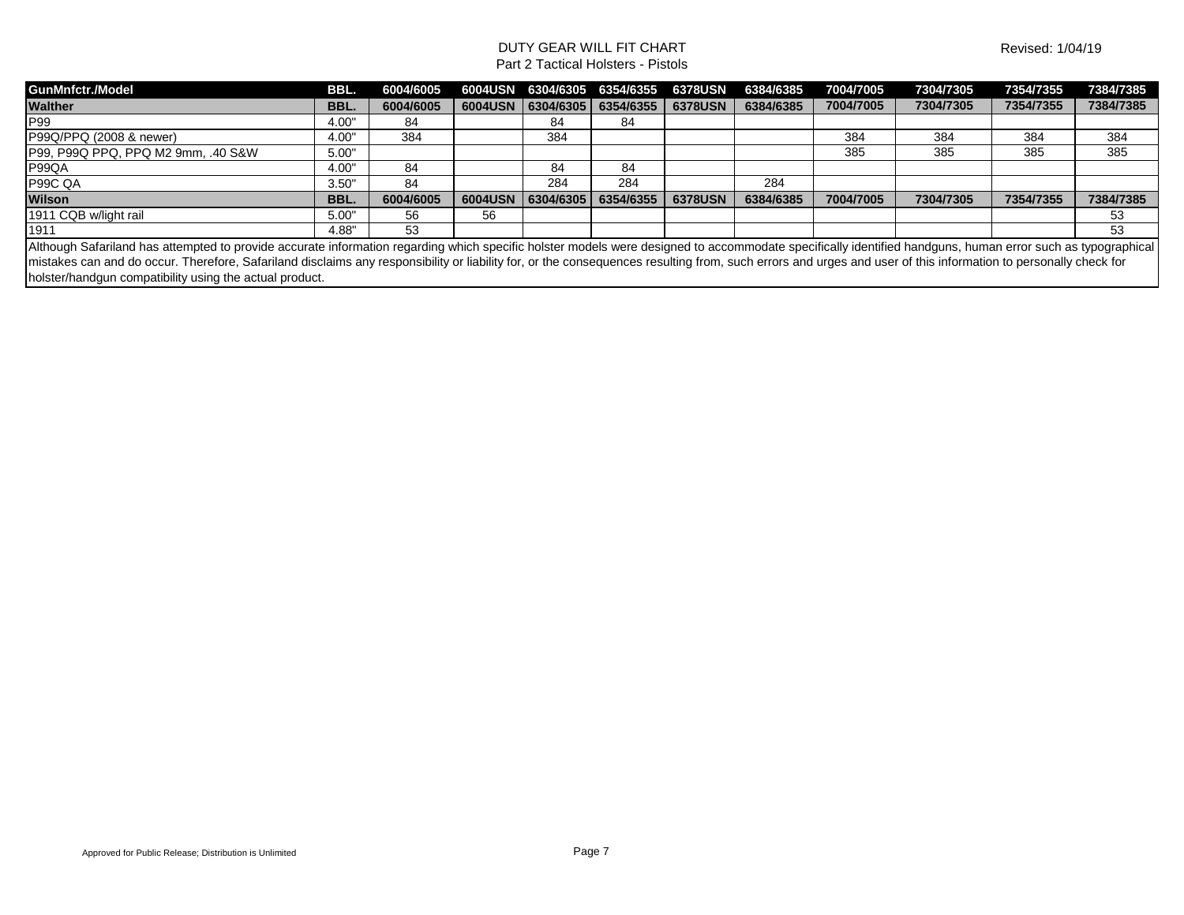DUTY GEAR WILL FIT CHART
Part 2 Tactical Holsters - Pistols

Revised: 1/04/19

| GunMnfctr./Model | BBL. | 6004/6005 | 6004USN | 6304/6305 | 6354/6355 | 6378USN | 6384/6385 | 7004/7005 | 7304/7305 | 7354/7355 | 7384/7385 |
|---|---|---|---|---|---|---|---|---|---|---|---|
| **Walther** | **BBL.** | **6004/6005** | **6004USN** | **6304/6305** | **6354/6355** | **6378USN** | **6384/6385** | **7004/7005** | **7304/7305** | **7354/7355** | **7384/7385** |
| P99 | 4.00" | 84 | | 84 | 84 | | | | | | |
| P99Q/PPQ (2008 & newer) | 4.00" | 384 | | 384 | | | | 384 | 384 | 384 | 384 |
| P99, P99Q PPQ, PPQ M2 9mm, .40 S&W | 5.00" | | | | | | | 385 | 385 | 385 | 385 |
| P99QA | 4.00" | 84 | | 84 | 84 | | | | | | |
| P99C QA | 3.50" | 84 | | 284 | 284 | | 284 | | | | |
| **Wilson** | **BBL.** | **6004/6005** | **6004USN** | **6304/6305** | **6354/6355** | **6378USN** | **6384/6385** | **7004/7005** | **7304/7305** | **7354/7355** | **7384/7385** |
| 1911 CQB w/light rail | 5.00" | 56 | 56 | | | | | | | | 53 |
| 1911 | 4.88" | 53 | | | | | | | | | 53 |

Although Safariland has attempted to provide accurate information regarding which specific holster models were designed to accommodate specifically identified handguns, human error such as typographical mistakes can and do occur. Therefore, Safariland disclaims any responsibility or liability for, or the consequences resulting from, such errors and urges and user of this information to personally check for holster/handgun compatibility using the actual product.

Approved for Public Release; Distribution is Unlimited